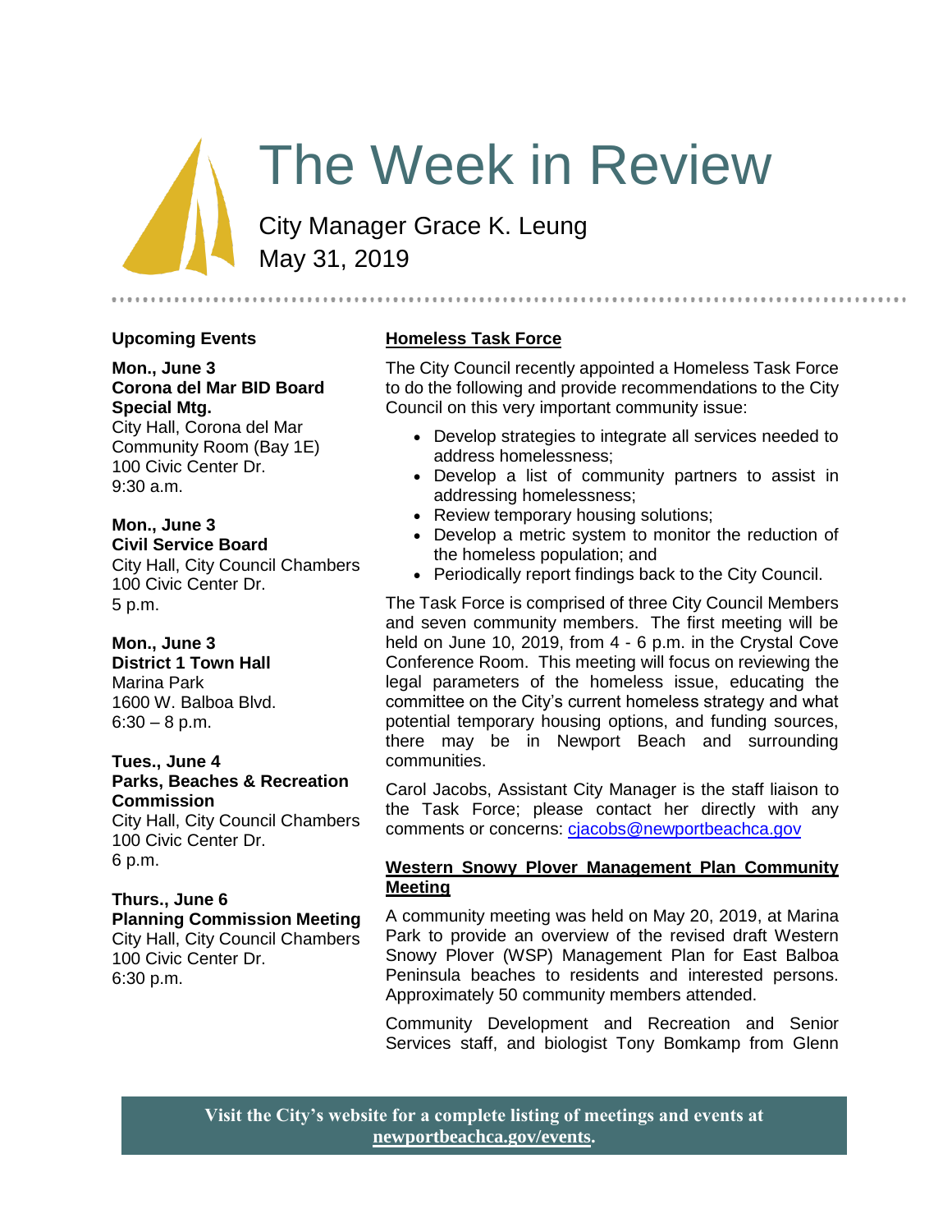# The Week in Review

City Manager Grace K. Leung
May 31, 2019

## Upcoming Events

**Mon., June 3**
**Corona del Mar BID Board Special Mtg.**
City Hall, Corona del Mar Community Room (Bay 1E)
100 Civic Center Dr.
9:30 a.m.

**Mon., June 3**
**Civil Service Board**
City Hall, City Council Chambers
100 Civic Center Dr.
5 p.m.

**Mon., June 3**
**District 1 Town Hall**
Marina Park
1600 W. Balboa Blvd.
6:30 – 8 p.m.

**Tues., June 4**
**Parks, Beaches & Recreation Commission**
City Hall, City Council Chambers
100 Civic Center Dr.
6 p.m.

**Thurs., June 6**
**Planning Commission Meeting**
City Hall, City Council Chambers
100 Civic Center Dr.
6:30 p.m.

## Homeless Task Force

The City Council recently appointed a Homeless Task Force to do the following and provide recommendations to the City Council on this very important community issue:

- Develop strategies to integrate all services needed to address homelessness;
- Develop a list of community partners to assist in addressing homelessness;
- Review temporary housing solutions;
- Develop a metric system to monitor the reduction of the homeless population; and
- Periodically report findings back to the City Council.

The Task Force is comprised of three City Council Members and seven community members. The first meeting will be held on June 10, 2019, from 4 - 6 p.m. in the Crystal Cove Conference Room. This meeting will focus on reviewing the legal parameters of the homeless issue, educating the committee on the City's current homeless strategy and what potential temporary housing options, and funding sources, there may be in Newport Beach and surrounding communities.

Carol Jacobs, Assistant City Manager is the staff liaison to the Task Force; please contact her directly with any comments or concerns: cjacobs@newportbeachca.gov

## Western Snowy Plover Management Plan Community Meeting

A community meeting was held on May 20, 2019, at Marina Park to provide an overview of the revised draft Western Snowy Plover (WSP) Management Plan for East Balboa Peninsula beaches to residents and interested persons. Approximately 50 community members attended.

Community Development and Recreation and Senior Services staff, and biologist Tony Bomkamp from Glenn

**Visit the City's website for a complete listing of meetings and events at newportbeachca.gov/events.**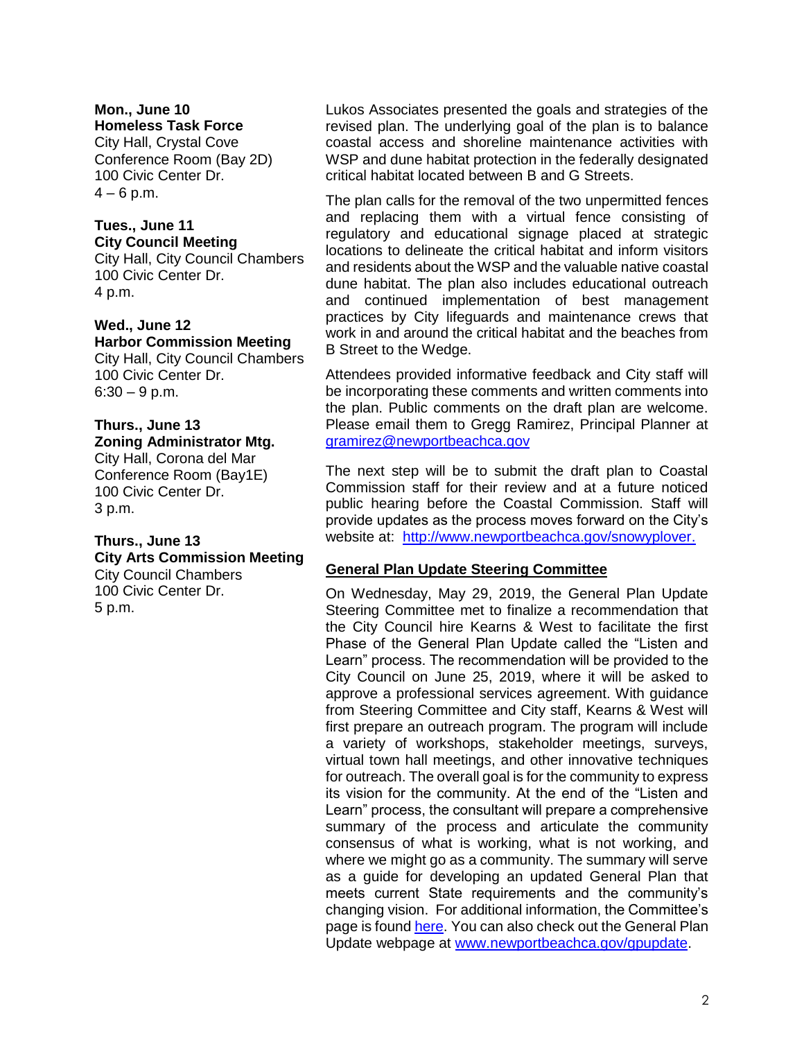**Mon., June 10**
**Homeless Task Force**
City Hall, Crystal Cove Conference Room (Bay 2D)
100 Civic Center Dr.
4 – 6 p.m.

**Tues., June 11**
**City Council Meeting**
City Hall, City Council Chambers
100 Civic Center Dr.
4 p.m.

**Wed., June 12**
**Harbor Commission Meeting**
City Hall, City Council Chambers
100 Civic Center Dr.
6:30 – 9 p.m.

**Thurs., June 13**
**Zoning Administrator Mtg.**
City Hall, Corona del Mar Conference Room (Bay1E)
100 Civic Center Dr.
3 p.m.

**Thurs., June 13**
**City Arts Commission Meeting**
City Council Chambers
100 Civic Center Dr.
5 p.m.

Lukos Associates presented the goals and strategies of the revised plan. The underlying goal of the plan is to balance coastal access and shoreline maintenance activities with WSP and dune habitat protection in the federally designated critical habitat located between B and G Streets.

The plan calls for the removal of the two unpermitted fences and replacing them with a virtual fence consisting of regulatory and educational signage placed at strategic locations to delineate the critical habitat and inform visitors and residents about the WSP and the valuable native coastal dune habitat. The plan also includes educational outreach and continued implementation of best management practices by City lifeguards and maintenance crews that work in and around the critical habitat and the beaches from B Street to the Wedge.

Attendees provided informative feedback and City staff will be incorporating these comments and written comments into the plan. Public comments on the draft plan are welcome. Please email them to Gregg Ramirez, Principal Planner at gramirez@newportbeachca.gov

The next step will be to submit the draft plan to Coastal Commission staff for their review and at a future noticed public hearing before the Coastal Commission. Staff will provide updates as the process moves forward on the City's website at: http://www.newportbeachca.gov/snowyplover.

## General Plan Update Steering Committee

On Wednesday, May 29, 2019, the General Plan Update Steering Committee met to finalize a recommendation that the City Council hire Kearns & West to facilitate the first Phase of the General Plan Update called the "Listen and Learn" process. The recommendation will be provided to the City Council on June 25, 2019, where it will be asked to approve a professional services agreement. With guidance from Steering Committee and City staff, Kearns & West will first prepare an outreach program. The program will include a variety of workshops, stakeholder meetings, surveys, virtual town hall meetings, and other innovative techniques for outreach. The overall goal is for the community to express its vision for the community. At the end of the "Listen and Learn" process, the consultant will prepare a comprehensive summary of the process and articulate the community consensus of what is working, what is not working, and where we might go as a community. The summary will serve as a guide for developing an updated General Plan that meets current State requirements and the community's changing vision. For additional information, the Committee's page is found here. You can also check out the General Plan Update webpage at www.newportbeachca.gov/gpupdate.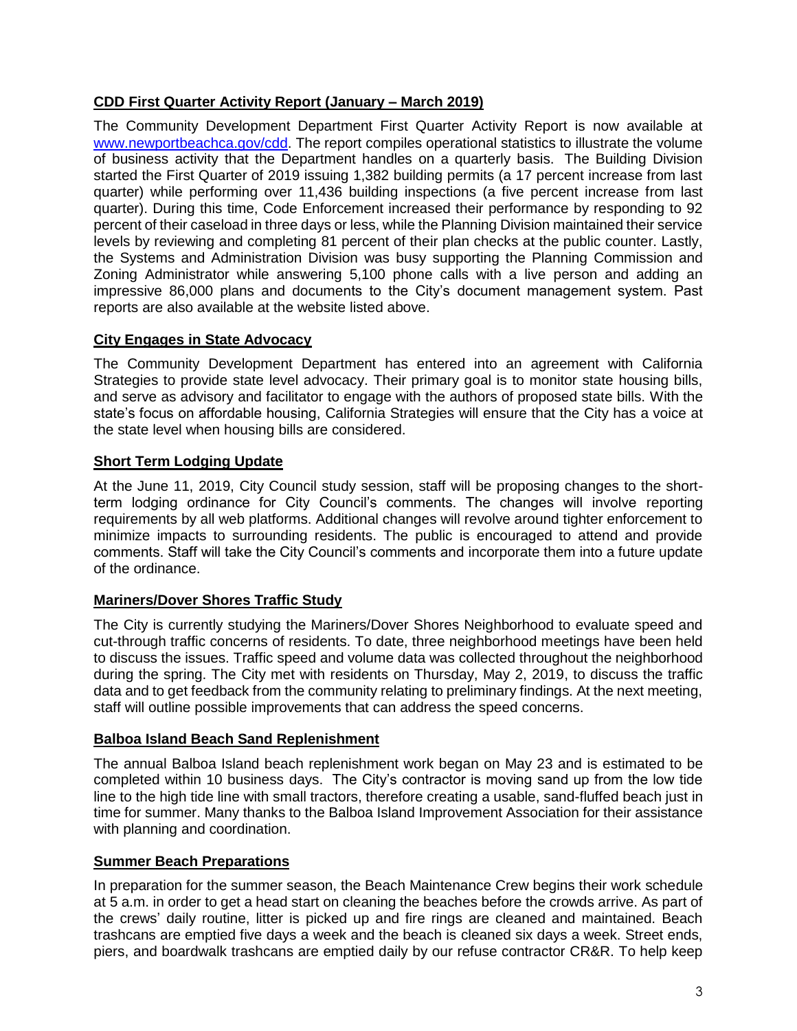## CDD First Quarter Activity Report (January – March 2019)

The Community Development Department First Quarter Activity Report is now available at [www.newportbeachca.gov/cdd](www.newportbeachca.gov/cdd). The report compiles operational statistics to illustrate the volume of business activity that the Department handles on a quarterly basis. The Building Division started the First Quarter of 2019 issuing 1,382 building permits (a 17 percent increase from last quarter) while performing over 11,436 building inspections (a five percent increase from last quarter). During this time, Code Enforcement increased their performance by responding to 92 percent of their caseload in three days or less, while the Planning Division maintained their service levels by reviewing and completing 81 percent of their plan checks at the public counter. Lastly, the Systems and Administration Division was busy supporting the Planning Commission and Zoning Administrator while answering 5,100 phone calls with a live person and adding an impressive 86,000 plans and documents to the City's document management system. Past reports are also available at the website listed above.

## City Engages in State Advocacy

The Community Development Department has entered into an agreement with California Strategies to provide state level advocacy. Their primary goal is to monitor state housing bills, and serve as advisory and facilitator to engage with the authors of proposed state bills. With the state's focus on affordable housing, California Strategies will ensure that the City has a voice at the state level when housing bills are considered.

## Short Term Lodging Update

At the June 11, 2019, City Council study session, staff will be proposing changes to the short-term lodging ordinance for City Council's comments. The changes will involve reporting requirements by all web platforms. Additional changes will revolve around tighter enforcement to minimize impacts to surrounding residents. The public is encouraged to attend and provide comments. Staff will take the City Council's comments and incorporate them into a future update of the ordinance.

## Mariners/Dover Shores Traffic Study

The City is currently studying the Mariners/Dover Shores Neighborhood to evaluate speed and cut-through traffic concerns of residents. To date, three neighborhood meetings have been held to discuss the issues. Traffic speed and volume data was collected throughout the neighborhood during the spring. The City met with residents on Thursday, May 2, 2019, to discuss the traffic data and to get feedback from the community relating to preliminary findings. At the next meeting, staff will outline possible improvements that can address the speed concerns.

## Balboa Island Beach Sand Replenishment

The annual Balboa Island beach replenishment work began on May 23 and is estimated to be completed within 10 business days. The City's contractor is moving sand up from the low tide line to the high tide line with small tractors, therefore creating a usable, sand-fluffed beach just in time for summer. Many thanks to the Balboa Island Improvement Association for their assistance with planning and coordination.

## Summer Beach Preparations

In preparation for the summer season, the Beach Maintenance Crew begins their work schedule at 5 a.m. in order to get a head start on cleaning the beaches before the crowds arrive. As part of the crews' daily routine, litter is picked up and fire rings are cleaned and maintained. Beach trashcans are emptied five days a week and the beach is cleaned six days a week. Street ends, piers, and boardwalk trashcans are emptied daily by our refuse contractor CR&R. To help keep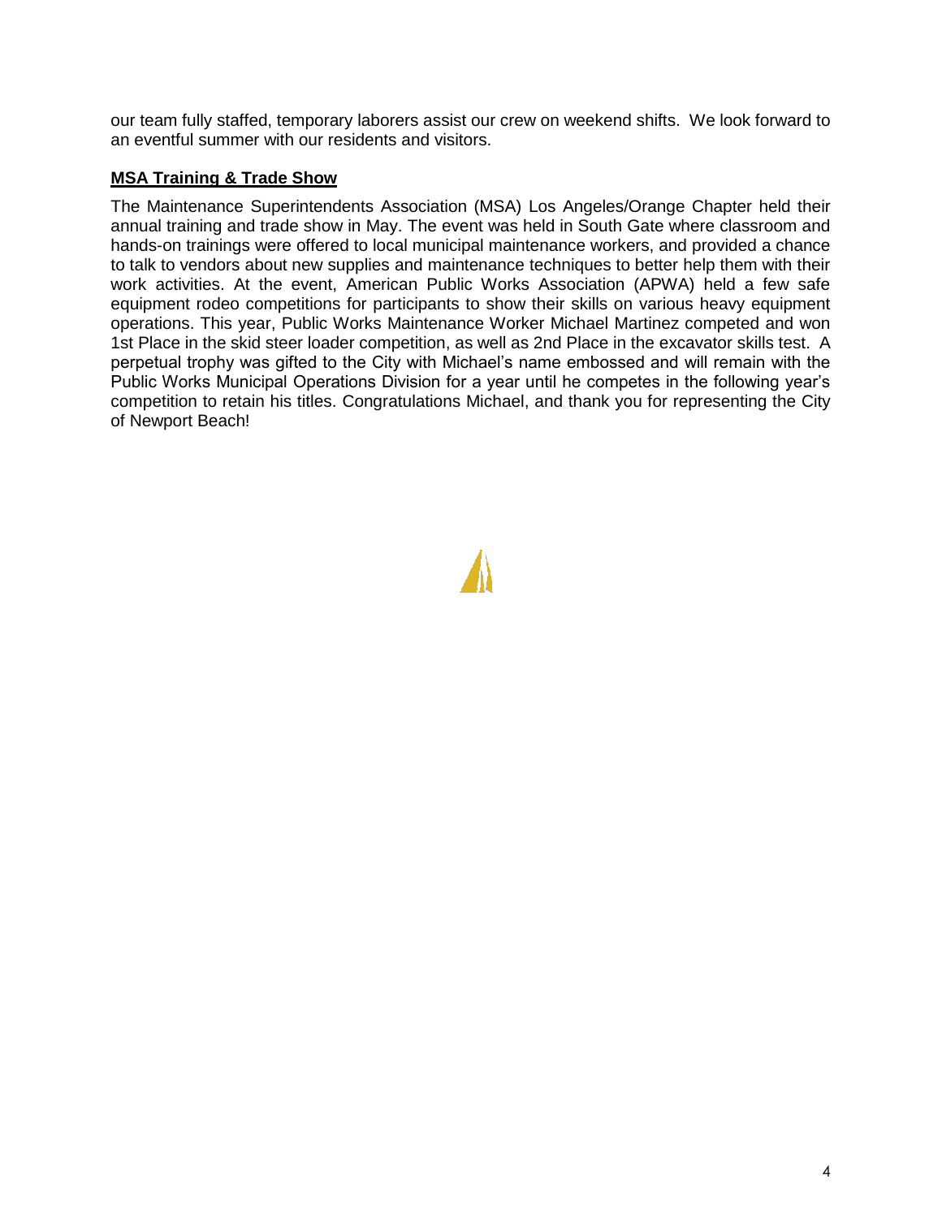our team fully staffed, temporary laborers assist our crew on weekend shifts. We look forward to an eventful summer with our residents and visitors.

**MSA Training & Trade Show**

The Maintenance Superintendents Association (MSA) Los Angeles/Orange Chapter held their annual training and trade show in May. The event was held in South Gate where classroom and hands-on trainings were offered to local municipal maintenance workers, and provided a chance to talk to vendors about new supplies and maintenance techniques to better help them with their work activities. At the event, American Public Works Association (APWA) held a few safe equipment rodeo competitions for participants to show their skills on various heavy equipment operations. This year, Public Works Maintenance Worker Michael Martinez competed and won 1st Place in the skid steer loader competition, as well as 2nd Place in the excavator skills test. A perpetual trophy was gifted to the City with Michael's name embossed and will remain with the Public Works Municipal Operations Division for a year until he competes in the following year's competition to retain his titles. Congratulations Michael, and thank you for representing the City of Newport Beach!